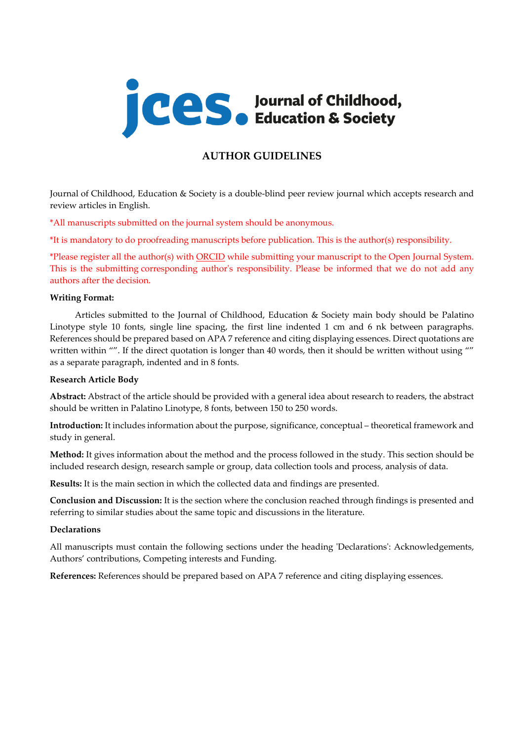# AUTHOR GUIDELINES

Journal of Childhood, Education & Society is a double-blind peer review journal which accepts research and review articles in English.

*All manuscripts submitted on the journal system should be anonymous.

*It is mandatory to do proofreading manuscripts before publication. This is the author(s) responsibility.

*Please register all the author(s) with ORCID while submitting your manuscript to the Open Journal System. This is the submitting corresponding author's responsibility. Please be informed that we do not add any authors after the decision.

**Writing Format:**

Articles submitted to the Journal of Childhood, Education & Society main body should be Palatino Linotype style 10 fonts, single line spacing, the first line indented 1 cm and 6 nk between paragraphs. References should be prepared based on APA 7 reference and citing displaying essences. Direct quotations are written within “”. If the direct quotation is longer than 40 words, then it should be written without using “” as a separate paragraph, indented and in 8 fonts.

**Research Article Body**

**Abstract:** Abstract of the article should be provided with a general idea about research to readers, the abstract should be written in Palatino Linotype, 8 fonts, between 150 to 250 words.

**Introduction:** It includes information about the purpose, significance, conceptual – theoretical framework and study in general.

**Method:** It gives information about the method and the process followed in the study. This section should be included research design, research sample or group, data collection tools and process, analysis of data.

**Results:** It is the main section in which the collected data and findings are presented.

**Conclusion and Discussion:** It is the section where the conclusion reached through findings is presented and referring to similar studies about the same topic and discussions in the literature.

**Declarations**

All manuscripts must contain the following sections under the heading 'Declarations': Acknowledgements, Authors’ contributions, Competing interests and Funding.

**References:** References should be prepared based on APA 7 reference and citing displaying essences.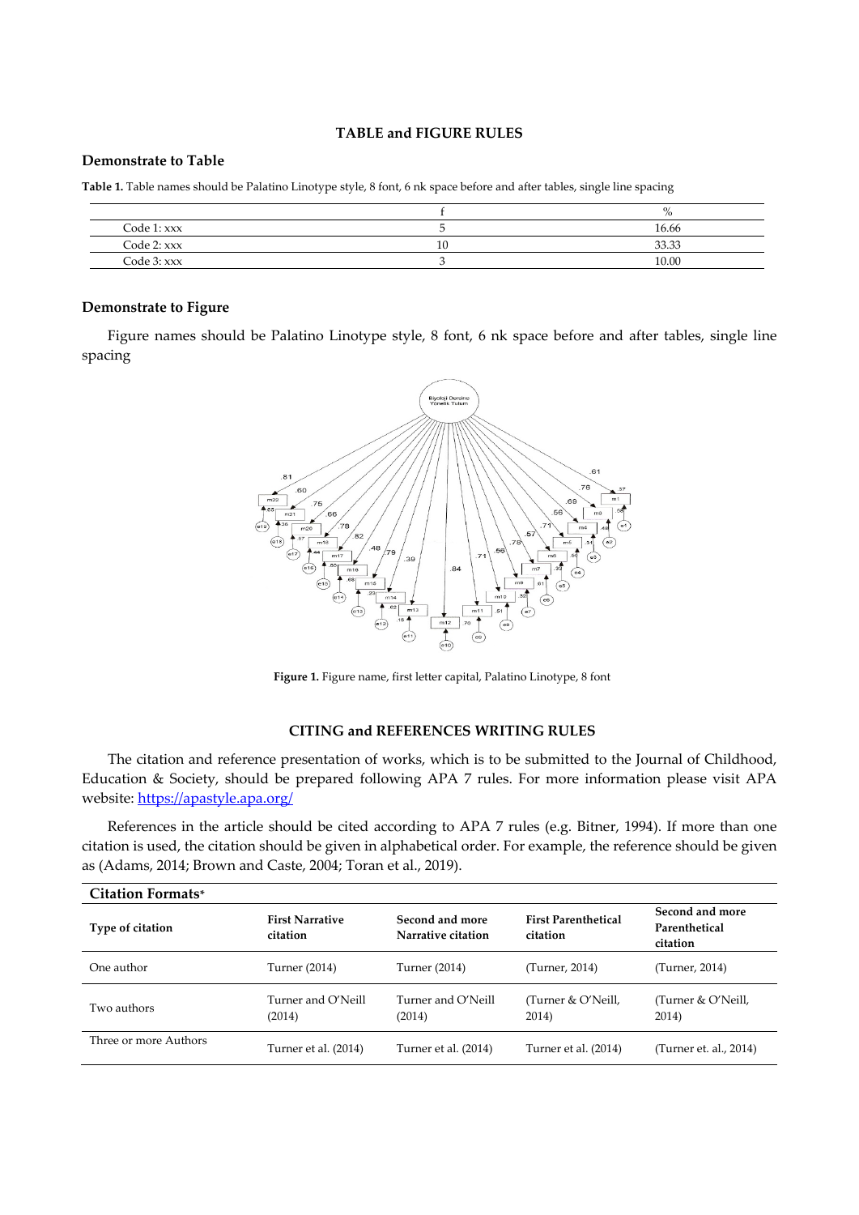**TABLE and FIGURE RULES**

### Demonstrate to Table

**Table 1.** Table names should be Palatino Linotype style, 8 font, 6 nk space before and after tables, single line spacing

| | f | % |
|---|---|---|
| Code 1: xxx | 5 | 16.66 |
| Code 2: xxx | 10 | 33.33 |
| Code 3: xxx | 3 | 10.00 |

### Demonstrate to Figure

Figure names should be Palatino Linotype style, 8 font, 6 nk space before and after tables, single line spacing

**Figure 1.** Figure name, first letter capital, Palatino Linotype, 8 font

**CITING and REFERENCES WRITING RULES**

The citation and reference presentation of works, which is to be submitted to the Journal of Childhood, Education & Society, should be prepared following APA 7 rules. For more information please visit APA website: https://apastyle.apa.org/

References in the article should be cited according to APA 7 rules (e.g. Bitner, 1994). If more than one citation is used, the citation should be given in alphabetical order. For example, the reference should be given as (Adams, 2014; Brown and Caste, 2004; Toran et al., 2019).

**Citation Formats***

| Type of citation | First Narrative citation | Second and more Narrative citation | First Parenthetical citation | Second and more Parenthetical citation |
|---|---|---|---|---|
| One author | Turner (2014) | Turner (2014) | (Turner, 2014) | (Turner, 2014) |
| Two authors | Turner and O'Neill (2014) | Turner and O'Neill (2014) | (Turner & O'Neill, 2014) | (Turner & O'Neill, 2014) |
| Three or more Authors | Turner et al. (2014) | Turner et al. (2014) | Turner et al. (2014) | (Turner et. al., 2014) |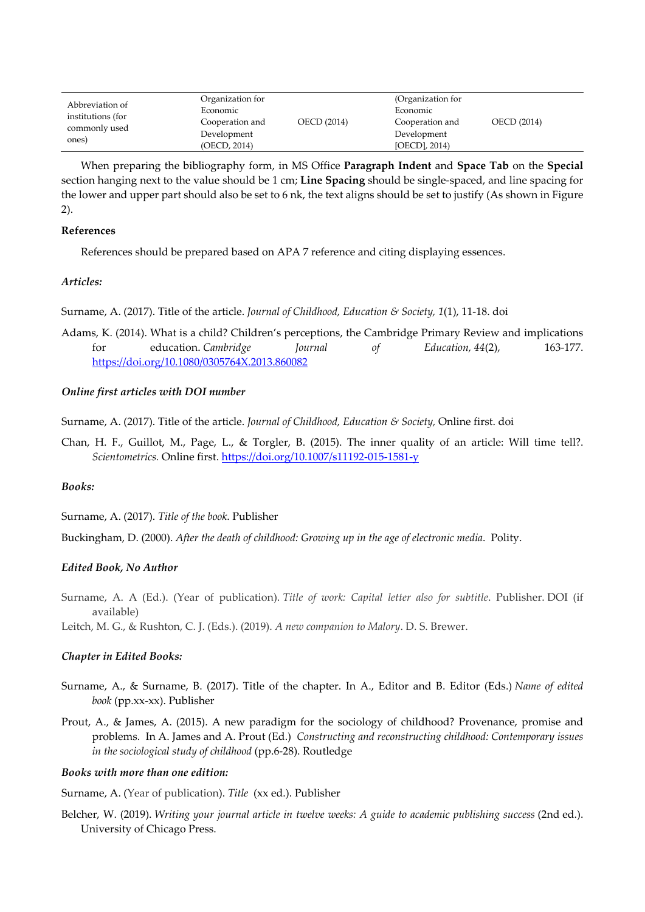| Abbreviation of institutions (for commonly used ones) | Organization for Economic Cooperation and Development (OECD, 2014) | OECD (2014) | (Organization for Economic Cooperation and Development [OECD], 2014) | OECD (2014) |
|---|---|---|---|---|

When preparing the bibliography form, in MS Office **Paragraph Indent** and **Space Tab** on the **Special** section hanging next to the value should be 1 cm; **Line Spacing** should be single-spaced, and line spacing for the lower and upper part should also be set to 6 nk, the text aligns should be set to justify (As shown in Figure 2).

**References**

References should be prepared based on APA 7 reference and citing displaying essences.

***Articles:***

Surname, A. (2017). Title of the article. *Journal of Childhood, Education & Society, 1*(1), 11-18. doi

Adams, K. (2014). What is a child? Children's perceptions, the Cambridge Primary Review and implications for education. *Cambridge Journal of Education*, *44*(2), 163-177. https://doi.org/10.1080/0305764X.2013.860082

***Online first articles with DOI number***

Surname, A. (2017). Title of the article. *Journal of Childhood, Education & Society*, Online first. doi

Chan, H. F., Guillot, M., Page, L., & Torgler, B. (2015). The inner quality of an article: Will time tell?. *Scientometrics.* Online first. https://doi.org/10.1007/s11192-015-1581-y

***Books:***

Surname, A. (2017). *Title of the book*. Publisher

Buckingham, D. (2000). *After the death of childhood: Growing up in the age of electronic media*. Polity.

***Edited Book, No Author***

Surname, A. A (Ed.). (Year of publication). *Title of work: Capital letter also for subtitle*. Publisher. DOI (if available)

Leitch, M. G., & Rushton, C. J. (Eds.). (2019). *A new companion to Malory*. D. S. Brewer.

***Chapter in Edited Books:***

Surname, A., & Surname, B. (2017). Title of the chapter. In A., Editor and B. Editor (Eds.) *Name of edited book* (pp.xx-xx). Publisher

Prout, A., & James, A. (2015). A new paradigm for the sociology of childhood? Provenance, promise and problems. In A. James and A. Prout (Ed.) *Constructing and reconstructing childhood: Contemporary issues in the sociological study of childhood* (pp.6-28). Routledge

***Books with more than one edition:***

Surname, A. (Year of publication). *Title* (xx ed.). Publisher

Belcher, W. (2019). *Writing your journal article in twelve weeks: A guide to academic publishing success* (2nd ed.). University of Chicago Press.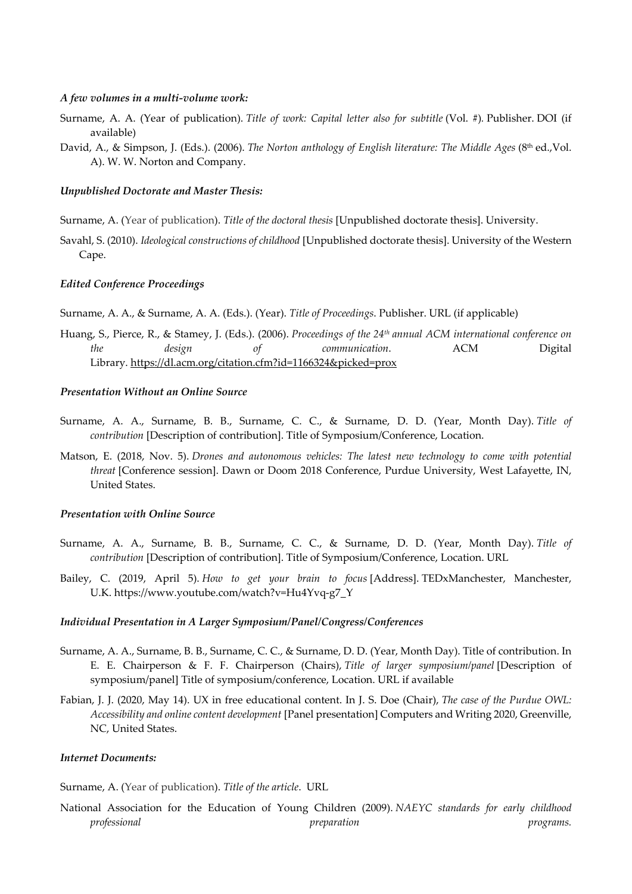***A few volumes in a multi-volume work:***

Surname, A. A. (Year of publication). *Title of work: Capital letter also for subtitle* (Vol. #). Publisher. DOI (if available)

David, A., & Simpson, J. (Eds.). (2006). *The Norton anthology of English literature: The Middle Ages* (8th ed.,Vol. A). W. W. Norton and Company.

***Unpublished Doctorate and Master Thesis:***

Surname, A. (Year of publication). *Title of the doctoral thesis* [Unpublished doctorate thesis]. University.

Savahl, S. (2010). *Ideological constructions of childhood* [Unpublished doctorate thesis]. University of the Western Cape.

***Edited Conference Proceedings***

Surname, A. A., & Surname, A. A. (Eds.). (Year). *Title of Proceedings*. Publisher. URL (if applicable)

Huang, S., Pierce, R., & Stamey, J. (Eds.). (2006). *Proceedings of the 24th annual ACM international conference on the design of communication*. ACM Digital Library. https://dl.acm.org/citation.cfm?id=1166324&picked=prox

***Presentation Without an Online Source***

Surname, A. A., Surname, B. B., Surname, C. C., & Surname, D. D. (Year, Month Day). *Title of contribution* [Description of contribution]. Title of Symposium/Conference, Location.

Matson, E. (2018, Nov. 5). *Drones and autonomous vehicles: The latest new technology to come with potential threat* [Conference session]. Dawn or Doom 2018 Conference, Purdue University, West Lafayette, IN, United States.

***Presentation with Online Source***

Surname, A. A., Surname, B. B., Surname, C. C., & Surname, D. D. (Year, Month Day). *Title of contribution* [Description of contribution]. Title of Symposium/Conference, Location. URL

Bailey, C. (2019, April 5). *How to get your brain to focus* [Address]. TEDxManchester, Manchester, U.K. https://www.youtube.com/watch?v=Hu4Yvq-g7_Y

***Individual Presentation in A Larger Symposium/Panel/Congress/Conferences***

Surname, A. A., Surname, B. B., Surname, C. C., & Surname, D. D. (Year, Month Day). Title of contribution. In E. E. Chairperson & F. F. Chairperson (Chairs), *Title of larger symposium/panel* [Description of symposium/panel] Title of symposium/conference, Location. URL if available

Fabian, J. J. (2020, May 14). UX in free educational content. In J. S. Doe (Chair), *The case of the Purdue OWL: Accessibility and online content development* [Panel presentation] Computers and Writing 2020, Greenville, NC, United States.

***Internet Documents:***

Surname, A. (Year of publication). *Title of the article*. URL

National Association for the Education of Young Children (2009). *NAEYC standards for early childhood professional preparation programs.*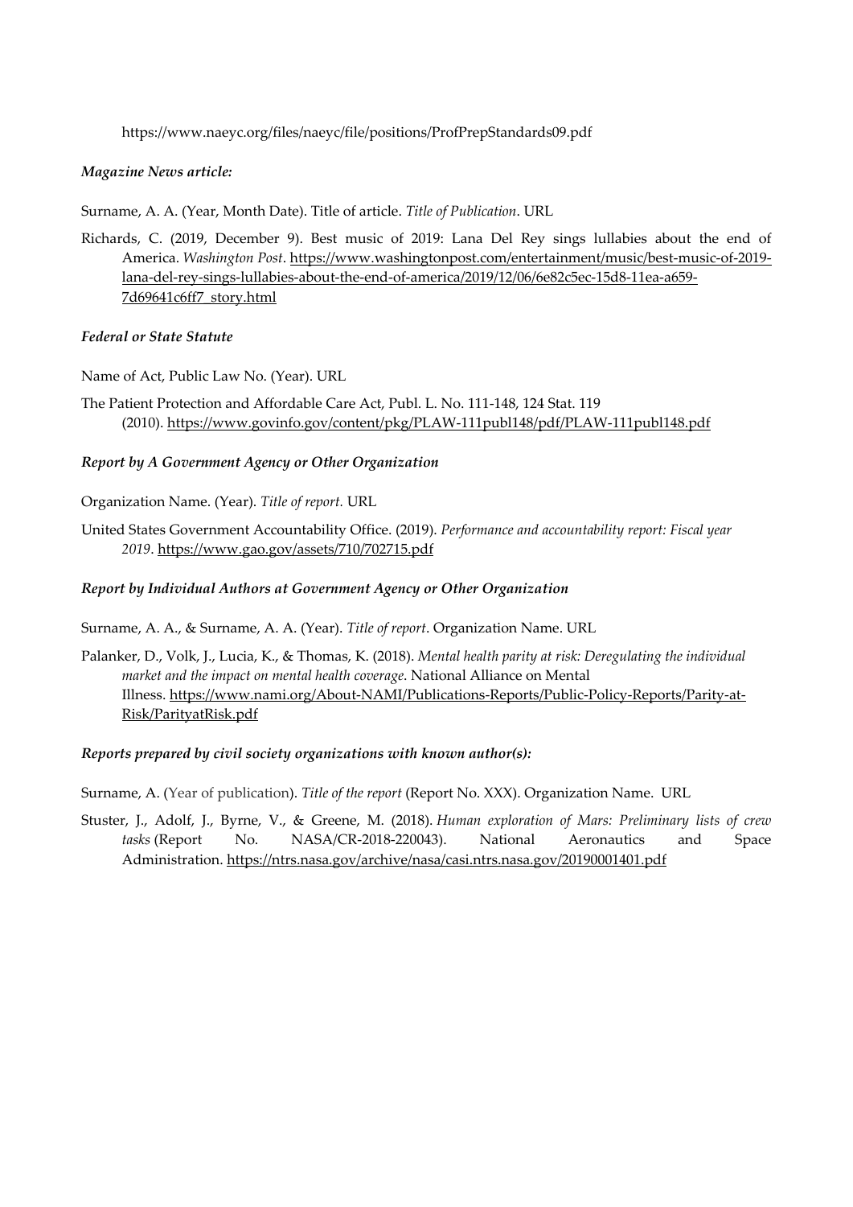https://www.naeyc.org/files/naeyc/file/positions/ProfPrepStandards09.pdf

***Magazine News article:***

Surname, A. A. (Year, Month Date). Title of article. *Title of Publication*. URL

Richards, C. (2019, December 9). Best music of 2019: Lana Del Rey sings lullabies about the end of America. *Washington Post*. https://www.washingtonpost.com/entertainment/music/best-music-of-2019-lana-del-rey-sings-lullabies-about-the-end-of-america/2019/12/06/6e82c5ec-15d8-11ea-a659-7d69641c6ff7_story.html

***Federal or State Statute***

Name of Act, Public Law No. (Year). URL

The Patient Protection and Affordable Care Act, Publ. L. No. 111-148, 124 Stat. 119 (2010). https://www.govinfo.gov/content/pkg/PLAW-111publ148/pdf/PLAW-111publ148.pdf

***Report by A Government Agency or Other Organization***

Organization Name. (Year). *Title of report.* URL

United States Government Accountability Office. (2019). *Performance and accountability report: Fiscal year 2019*. https://www.gao.gov/assets/710/702715.pdf

***Report by Individual Authors at Government Agency or Other Organization***

Surname, A. A., & Surname, A. A. (Year). *Title of report*. Organization Name. URL

Palanker, D., Volk, J., Lucia, K., & Thomas, K. (2018). *Mental health parity at risk: Deregulating the individual market and the impact on mental health coverage*. National Alliance on Mental Illness. https://www.nami.org/About-NAMI/Publications-Reports/Public-Policy-Reports/Parity-at-Risk/ParityatRisk.pdf

***Reports prepared by civil society organizations with known author(s):***

Surname, A. (Year of publication). *Title of the report* (Report No. XXX). Organization Name. URL

Stuster, J., Adolf, J., Byrne, V., & Greene, M. (2018). *Human exploration of Mars: Preliminary lists of crew tasks* (Report No. NASA/CR-2018-220043). National Aeronautics and Space Administration. https://ntrs.nasa.gov/archive/nasa/casi.ntrs.nasa.gov/20190001401.pdf